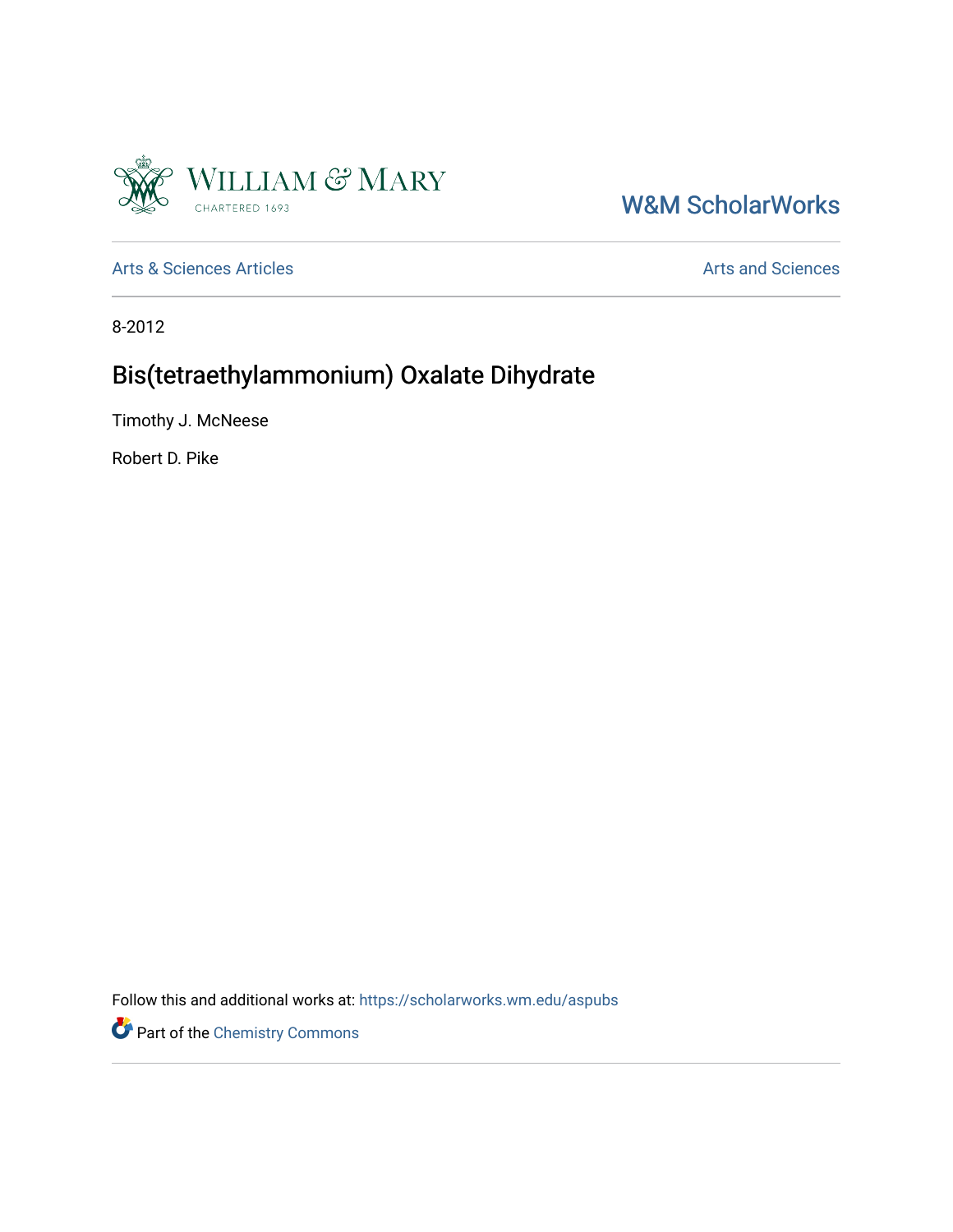William & Mary
CHARTERED 1693

W&M ScholarWorks

Arts & Sciences Articles

Arts and Sciences

8-2012

# Bis(tetraethylammonium) Oxalate Dihydrate

Timothy J. McNeese

Robert D. Pike

Follow this and additional works at: https://scholarworks.wm.edu/aspubs

Part of the Chemistry Commons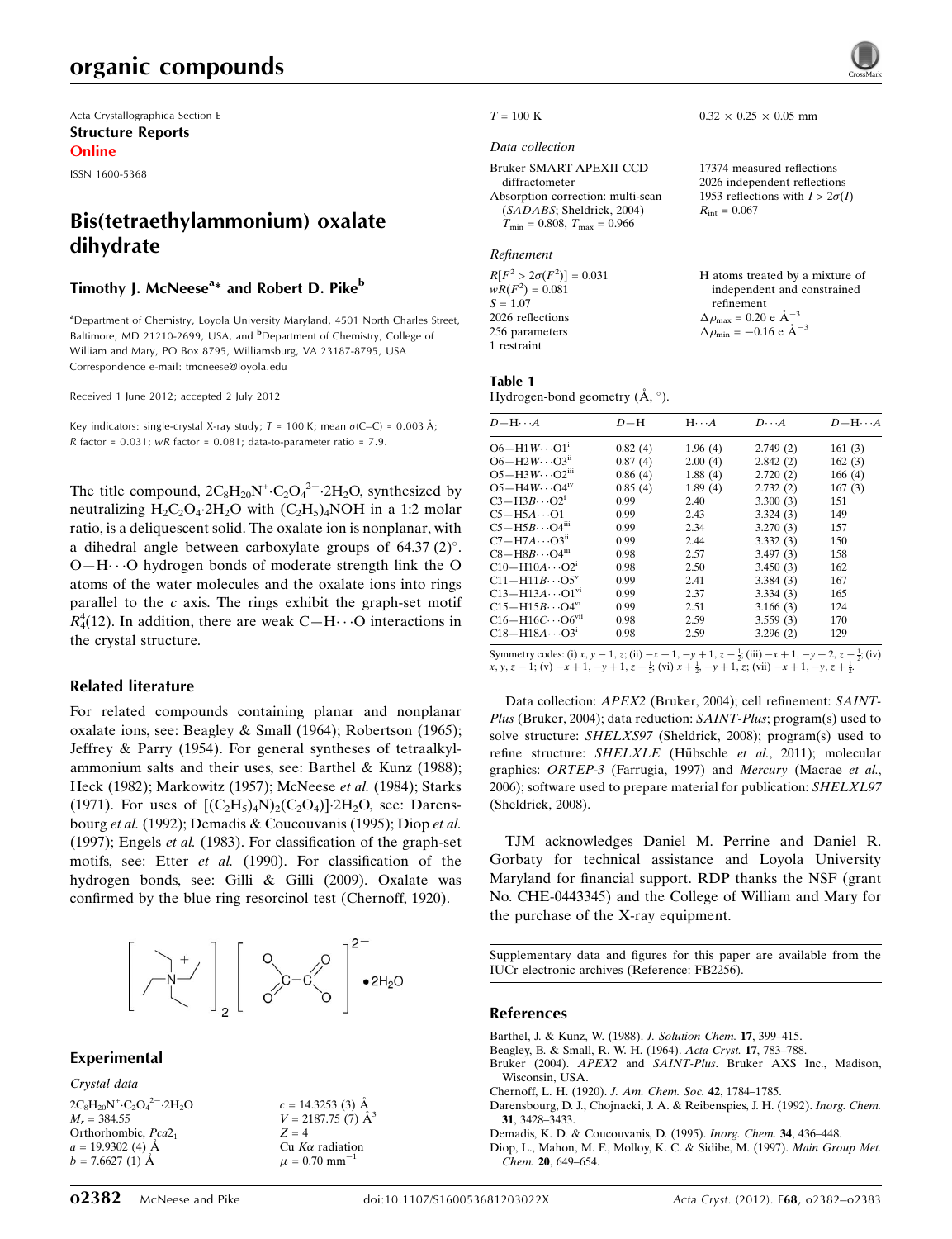Acta Crystallographica Section E

**Structure Reports Online**

ISSN 1600-5368

# Bis(tetraethylammonium) oxalate dihydrate

**Timothy J. McNeese[a]* and Robert D. Pike[b]**

[a]Department of Chemistry, Loyola University Maryland, 4501 North Charles Street, Baltimore, MD 21210-2699, USA, and [b]Department of Chemistry, College of William and Mary, PO Box 8795, Williamsburg, VA 23187-8795, USA
Correspondence e-mail: tmcneese@loyola.edu

Received 1 June 2012; accepted 2 July 2012

Key indicators: single-crystal X-ray study; $T$ = 100 K; mean $\sigma$(C–C) = 0.003 Å; $R$ factor = 0.031; $wR$ factor = 0.081; data-to-parameter ratio = 7.9.

The title compound, $2C_8H_{20}N^+ \cdot C_2O_4^{2-} \cdot 2H_2O$, synthesized by neutralizing $H_2C_2O_4 \cdot 2H_2O$ with $(C_2H_5)_4NOH$ in a 1:2 molar ratio, is a deliquescent solid. The oxalate ion is nonplanar, with a dihedral angle between carboxylate groups of 64.37 (2)°. O—H···O hydrogen bonds of moderate strength link the O atoms of the water molecules and the oxalate ions into rings parallel to the $c$ axis. The rings exhibit the graph-set motif $R_4^4(12)$. In addition, there are weak C—H···O interactions in the crystal structure.

## Related literature

For related compounds containing planar and nonplanar oxalate ions, see: Beagley & Small (1964); Robertson (1965); Jeffrey & Parry (1954). For general syntheses of tetraalkylammonium salts and their uses, see: Barthel & Kunz (1988); Heck (1982); Markowitz (1957); McNeese *et al.* (1984); Starks (1971). For uses of $[(C_2H_5)_4N)_2(C_2O_4)] \cdot 2H_2O$, see: Darensbourg *et al.* (1992); Demadis & Coucouvanis (1995); Diop *et al.* (1997); Engels *et al.* (1983). For classification of the graph-set motifs, see: Etter *et al.* (1990). For classification of the hydrogen bonds, see: Gilli & Gilli (2009). Oxalate was confirmed by the blue ring resorcinol test (Chernoff, 1920).

$$\left[ (C_2H_5)_4N^+ \right]_2 \left[ O_2C\text{—}CO_2 \right]^{2-} \bullet 2H_2O$$

## Experimental

*Crystal data*

$2C_8H_{20}N^+ \cdot C_2O_4^{2-} \cdot 2H_2O$
$M_r$ = 384.55
Orthorhombic, $Pca2_1$
$a$ = 19.9302 (4) Å
$b$ = 7.6627 (1) Å
$c$ = 14.3253 (3) Å
$V$ = 2187.75 (7) Å$^3$
$Z$ = 4
Cu $K\alpha$ radiation
$\mu$ = 0.70 mm$^{-1}$
$T$ = 100 K
0.32 × 0.25 × 0.05 mm

*Data collection*

Bruker SMART APEXII CCD diffractometer
Absorption correction: multi-scan (*SADABS*; Sheldrick, 2004)
$T_{min}$ = 0.808, $T_{max}$ = 0.966
17374 measured reflections
2026 independent reflections
1953 reflections with $I > 2\sigma(I)$
$R_{int}$ = 0.067

*Refinement*

$R[F^2 > 2\sigma(F^2)]$ = 0.031
$wR(F^2)$ = 0.081
$S$ = 1.07
2026 reflections
256 parameters
1 restraint
H atoms treated by a mixture of independent and constrained refinement
$\Delta\rho_{max}$ = 0.20 e Å$^{-3}$
$\Delta\rho_{min}$ = −0.16 e Å$^{-3}$

**Table 1**
Hydrogen-bond geometry (Å, °).

| $D$—H···$A$ | $D$—H | H···$A$ | $D$···$A$ | $D$—H···$A$ |
|---|---|---|---|---|
| O6—H1W···O1$^{i}$ | 0.82 (4) | 1.96 (4) | 2.749 (2) | 161 (3) |
| O6—H2W···O3$^{ii}$ | 0.87 (4) | 2.00 (4) | 2.842 (2) | 162 (3) |
| O5—H3W···O2$^{iii}$ | 0.86 (4) | 1.88 (4) | 2.720 (2) | 166 (4) |
| O5—H4W···O4$^{iv}$ | 0.85 (4) | 1.89 (4) | 2.732 (2) | 167 (3) |
| C3—H3B···O2$^{i}$ | 0.99 | 2.40 | 3.300 (3) | 151 |
| C5—H5A···O1 | 0.99 | 2.43 | 3.324 (3) | 149 |
| C5—H5B···O4$^{iii}$ | 0.99 | 2.34 | 3.270 (3) | 157 |
| C7—H7A···O3$^{ii}$ | 0.99 | 2.44 | 3.332 (3) | 150 |
| C8—H8B···O4$^{iii}$ | 0.98 | 2.57 | 3.497 (3) | 158 |
| C10—H10A···O2$^{i}$ | 0.98 | 2.50 | 3.450 (3) | 162 |
| C11—H11B···O5$^{v}$ | 0.99 | 2.41 | 3.384 (3) | 167 |
| C13—H13A···O1$^{vi}$ | 0.99 | 2.37 | 3.334 (3) | 165 |
| C15—H15B···O4$^{vi}$ | 0.99 | 2.51 | 3.166 (3) | 124 |
| C16—H16C···O6$^{vii}$ | 0.98 | 2.59 | 3.559 (3) | 170 |
| C18—H18A···O3$^{i}$ | 0.98 | 2.59 | 3.296 (2) | 129 |

Symmetry codes: (i) $x, y-1, z$; (ii) $-x+1, -y+1, z-\frac{1}{2}$; (iii) $-x+1, -y+2, z-\frac{1}{2}$; (iv) $x, y, z-1$; (v) $-x+1, -y+1, z+\frac{1}{2}$; (vi) $x+\frac{1}{2}, -y+1, z$; (vii) $-x+1, -y, z+\frac{1}{2}$.

Data collection: *APEX2* (Bruker, 2004); cell refinement: *SAINT-Plus* (Bruker, 2004); data reduction: *SAINT-Plus*; program(s) used to solve structure: *SHELXS97* (Sheldrick, 2008); program(s) used to refine structure: *SHELXLE* (Hübschle *et al.*, 2011); molecular graphics: *ORTEP-3* (Farrugia, 1997) and *Mercury* (Macrae *et al.*, 2006); software used to prepare material for publication: *SHELXL97* (Sheldrick, 2008).

TJM acknowledges Daniel M. Perrine and Daniel R. Gorbaty for technical assistance and Loyola University Maryland for financial support. RDP thanks the NSF (grant No. CHE-0443345) and the College of William and Mary for the purchase of the X-ray equipment.

Supplementary data and figures for this paper are available from the IUCr electronic archives (Reference: FB2256).

## References

Barthel, J. & Kunz, W. (1988). *J. Solution Chem.* **17**, 399–415.
Beagley, B. & Small, R. W. H. (1964). *Acta Cryst.* **17**, 783–788.
Bruker (2004). *APEX2* and *SAINT-Plus*. Bruker AXS Inc., Madison, Wisconsin, USA.
Chernoff, L. H. (1920). *J. Am. Chem. Soc.* **42**, 1784–1785.
Darensbourg, D. J., Chojnacki, J. A. & Reibenspies, J. H. (1992). *Inorg. Chem.* **31**, 3428–3433.
Demadis, K. D. & Coucouvanis, D. (1995). *Inorg. Chem.* **34**, 436–448.
Diop, L., Mahon, M. F., Molloy, K. C. & Sidibe, M. (1997). *Main Group Met. Chem.* **20**, 649–654.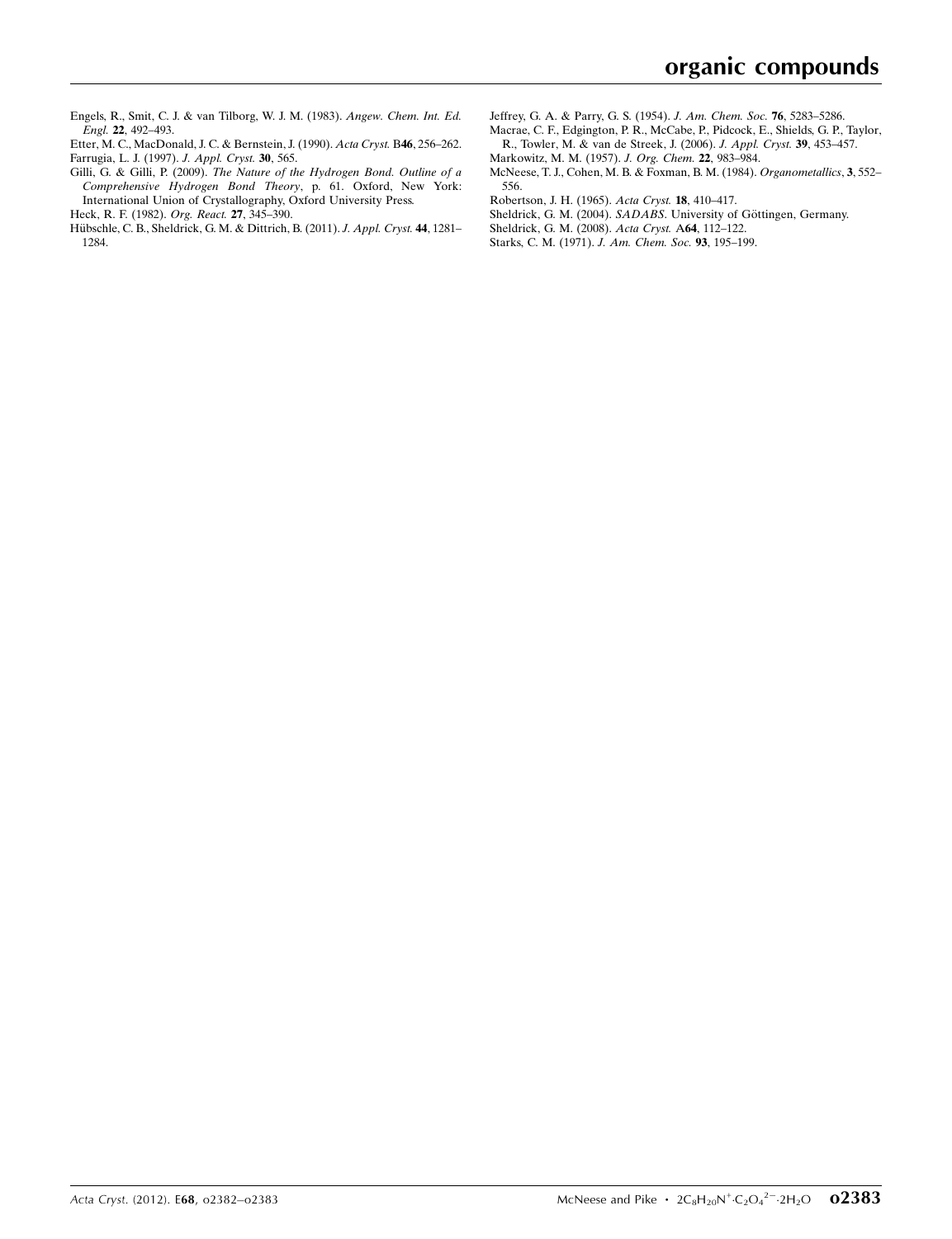Engels, R., Smit, C. J. & van Tilborg, W. J. M. (1983). *Angew. Chem. Int. Ed. Engl.* **22**, 492–493.

Etter, M. C., MacDonald, J. C. & Bernstein, J. (1990). *Acta Cryst.* B**46**, 256–262.

Farrugia, L. J. (1997). *J. Appl. Cryst.* **30**, 565.

Gilli, G. & Gilli, P. (2009). *The Nature of the Hydrogen Bond. Outline of a Comprehensive Hydrogen Bond Theory*, p. 61. Oxford, New York: International Union of Crystallography, Oxford University Press.

Heck, R. F. (1982). *Org. React.* **27**, 345–390.

Hübschle, C. B., Sheldrick, G. M. & Dittrich, B. (2011). *J. Appl. Cryst.* **44**, 1281–1284.

Jeffrey, G. A. & Parry, G. S. (1954). *J. Am. Chem. Soc.* **76**, 5283–5286.

Macrae, C. F., Edgington, P. R., McCabe, P., Pidcock, E., Shields, G. P., Taylor, R., Towler, M. & van de Streek, J. (2006). *J. Appl. Cryst.* **39**, 453–457.

Markowitz, M. M. (1957). *J. Org. Chem.* **22**, 983–984.

McNeese, T. J., Cohen, M. B. & Foxman, B. M. (1984). *Organometallics*, **3**, 552–556.

Robertson, J. H. (1965). *Acta Cryst.* **18**, 410–417.

Sheldrick, G. M. (2004). *SADABS*. University of Göttingen, Germany.

Sheldrick, G. M. (2008). *Acta Cryst.* A**64**, 112–122.

Starks, C. M. (1971). *J. Am. Chem. Soc.* **93**, 195–199.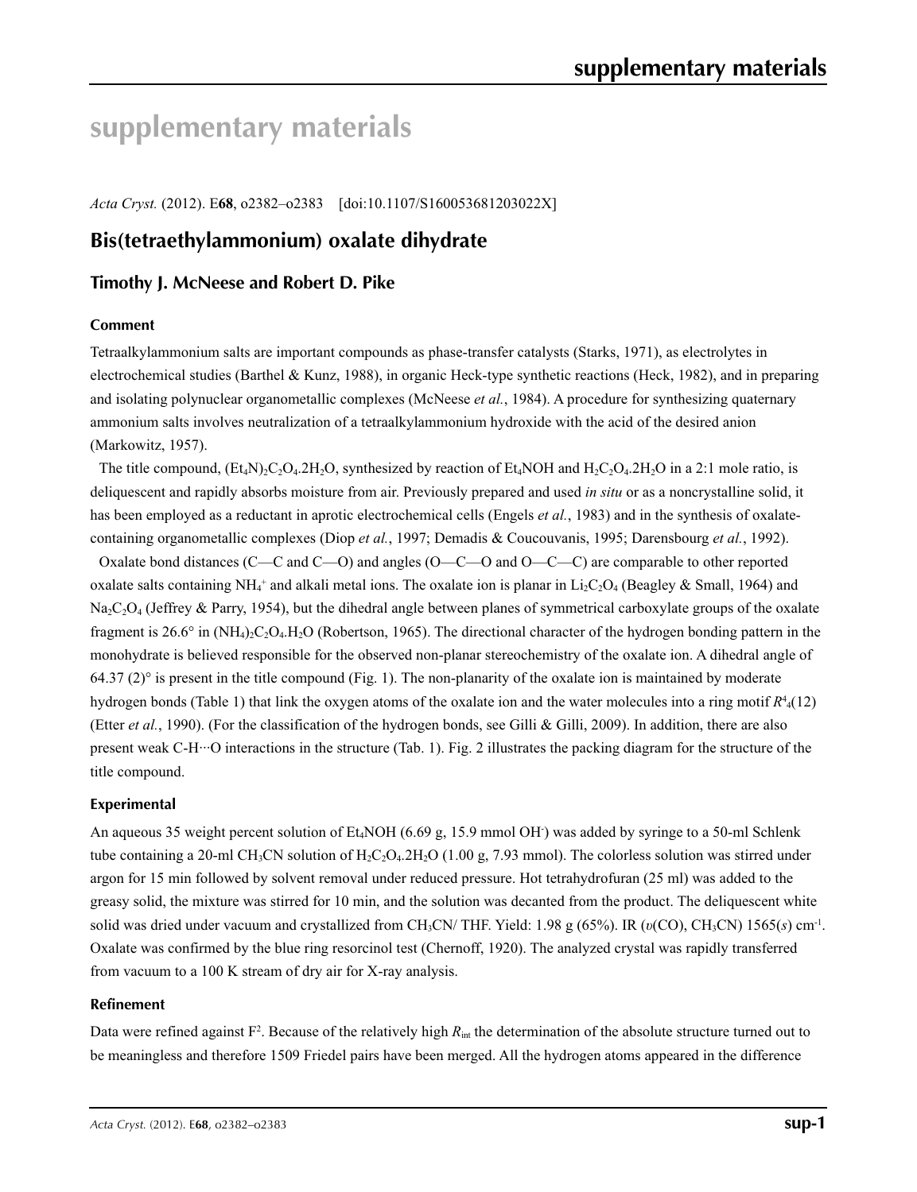# supplementary materials

*Acta Cryst.* (2012). E**68**, o2382–o2383 [doi:10.1107/S160053681203022X]

## Bis(tetraethylammonium) oxalate dihydrate

### Timothy J. McNeese and Robert D. Pike

#### Comment

Tetraalkylammonium salts are important compounds as phase-transfer catalysts (Starks, 1971), as electrolytes in electrochemical studies (Barthel & Kunz, 1988), in organic Heck-type synthetic reactions (Heck, 1982), and in preparing and isolating polynuclear organometallic complexes (McNeese *et al.*, 1984). A procedure for synthesizing quaternary ammonium salts involves neutralization of a tetraalkylammonium hydroxide with the acid of the desired anion (Markowitz, 1957).

The title compound, $(Et_4N)_2C_2O_4.2H_2O$, synthesized by reaction of $Et_4NOH$ and $H_2C_2O_4.2H_2O$ in a 2:1 mole ratio, is deliquescent and rapidly absorbs moisture from air. Previously prepared and used *in situ* or as a noncrystalline solid, it has been employed as a reductant in aprotic electrochemical cells (Engels *et al.*, 1983) and in the synthesis of oxalate-containing organometallic complexes (Diop *et al.*, 1997; Demadis & Coucouvanis, 1995; Darensbourg *et al.*, 1992).

Oxalate bond distances (C—C and C—O) and angles (O—C—O and O—C—C) are comparable to other reported oxalate salts containing $NH_4^+$ and alkali metal ions. The oxalate ion is planar in $Li_2C_2O_4$ (Beagley & Small, 1964) and $Na_2C_2O_4$ (Jeffrey & Parry, 1954), but the dihedral angle between planes of symmetrical carboxylate groups of the oxalate fragment is 26.6° in $(NH_4)_2C_2O_4.H_2O$ (Robertson, 1965). The directional character of the hydrogen bonding pattern in the monohydrate is believed responsible for the observed non-planar stereochemistry of the oxalate ion. A dihedral angle of 64.37 (2)° is present in the title compound (Fig. 1). The non-planarity of the oxalate ion is maintained by moderate hydrogen bonds (Table 1) that link the oxygen atoms of the oxalate ion and the water molecules into a ring motif $R^4_4(12)$ (Etter *et al.*, 1990). (For the classification of the hydrogen bonds, see Gilli & Gilli, 2009). In addition, there are also present weak C-H···O interactions in the structure (Tab. 1). Fig. 2 illustrates the packing diagram for the structure of the title compound.

#### Experimental

An aqueous 35 weight percent solution of $Et_4NOH$ (6.69 g, 15.9 mmol $OH^-$) was added by syringe to a 50-ml Schlenk tube containing a 20-ml $CH_3CN$ solution of $H_2C_2O_4.2H_2O$ (1.00 g, 7.93 mmol). The colorless solution was stirred under argon for 15 min followed by solvent removal under reduced pressure. Hot tetrahydrofuran (25 ml) was added to the greasy solid, the mixture was stirred for 10 min, and the solution was decanted from the product. The deliquescent white solid was dried under vacuum and crystallized from $CH_3CN$/ THF. Yield: 1.98 g (65%). IR ($\upsilon$(CO), $CH_3CN$) 1565(*s*) $cm^{-1}$. Oxalate was confirmed by the blue ring resorcinol test (Chernoff, 1920). The analyzed crystal was rapidly transferred from vacuum to a 100 K stream of dry air for X-ray analysis.

#### Refinement

Data were refined against $F^2$. Because of the relatively high $R_{int}$ the determination of the absolute structure turned out to be meaningless and therefore 1509 Friedel pairs have been merged. All the hydrogen atoms appeared in the difference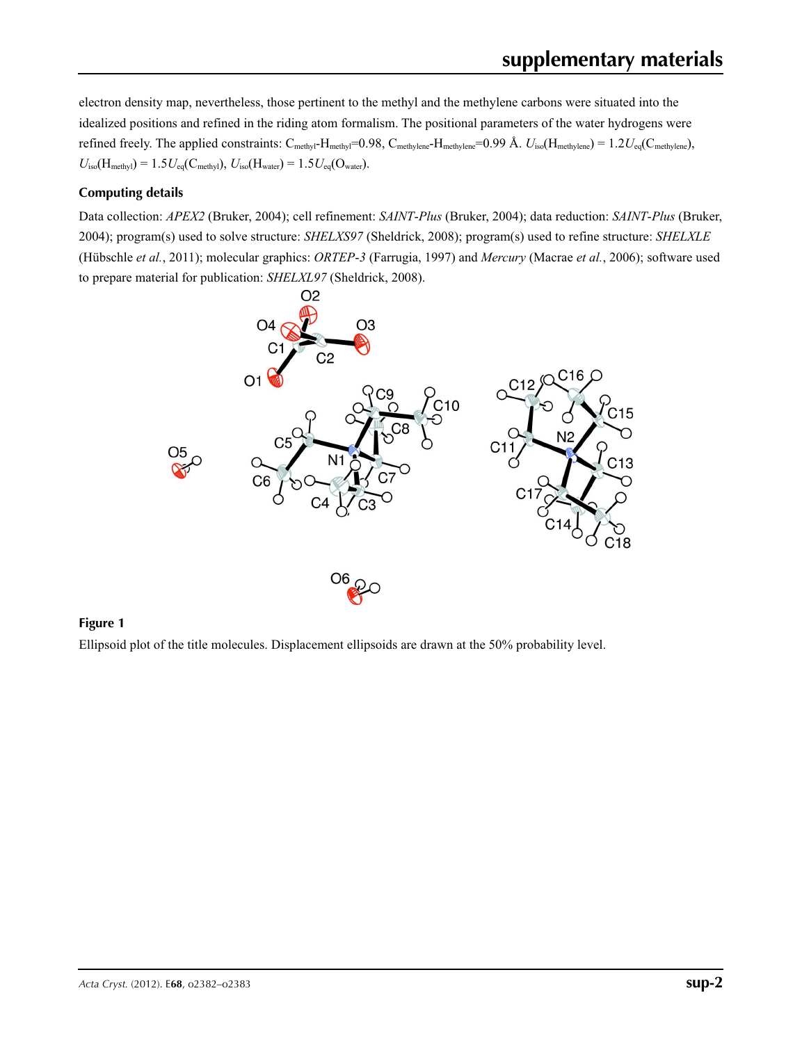electron density map, nevertheless, those pertinent to the methyl and the methylene carbons were situated into the idealized positions and refined in the riding atom formalism. The positional parameters of the water hydrogens were refined freely. The applied constraints: $C_{methyl}$-$H_{methyl}$=0.98, $C_{methylene}$-$H_{methylene}$=0.99 Å. $U_{iso}(H_{methylene}) = 1.2U_{eq}(C_{methylene})$, $U_{iso}(H_{methyl}) = 1.5U_{eq}(C_{methyl})$, $U_{iso}(H_{water}) = 1.5U_{eq}(O_{water})$.

### Computing details

Data collection: *APEX2* (Bruker, 2004); cell refinement: *SAINT-Plus* (Bruker, 2004); data reduction: *SAINT-Plus* (Bruker, 2004); program(s) used to solve structure: *SHELXS97* (Sheldrick, 2008); program(s) used to refine structure: *SHELXLE* (Hübschle *et al.*, 2011); molecular graphics: *ORTEP-3* (Farrugia, 1997) and *Mercury* (Macrae *et al.*, 2006); software used to prepare material for publication: *SHELXL97* (Sheldrick, 2008).

**Figure 1**

Ellipsoid plot of the title molecules. Displacement ellipsoids are drawn at the 50% probability level.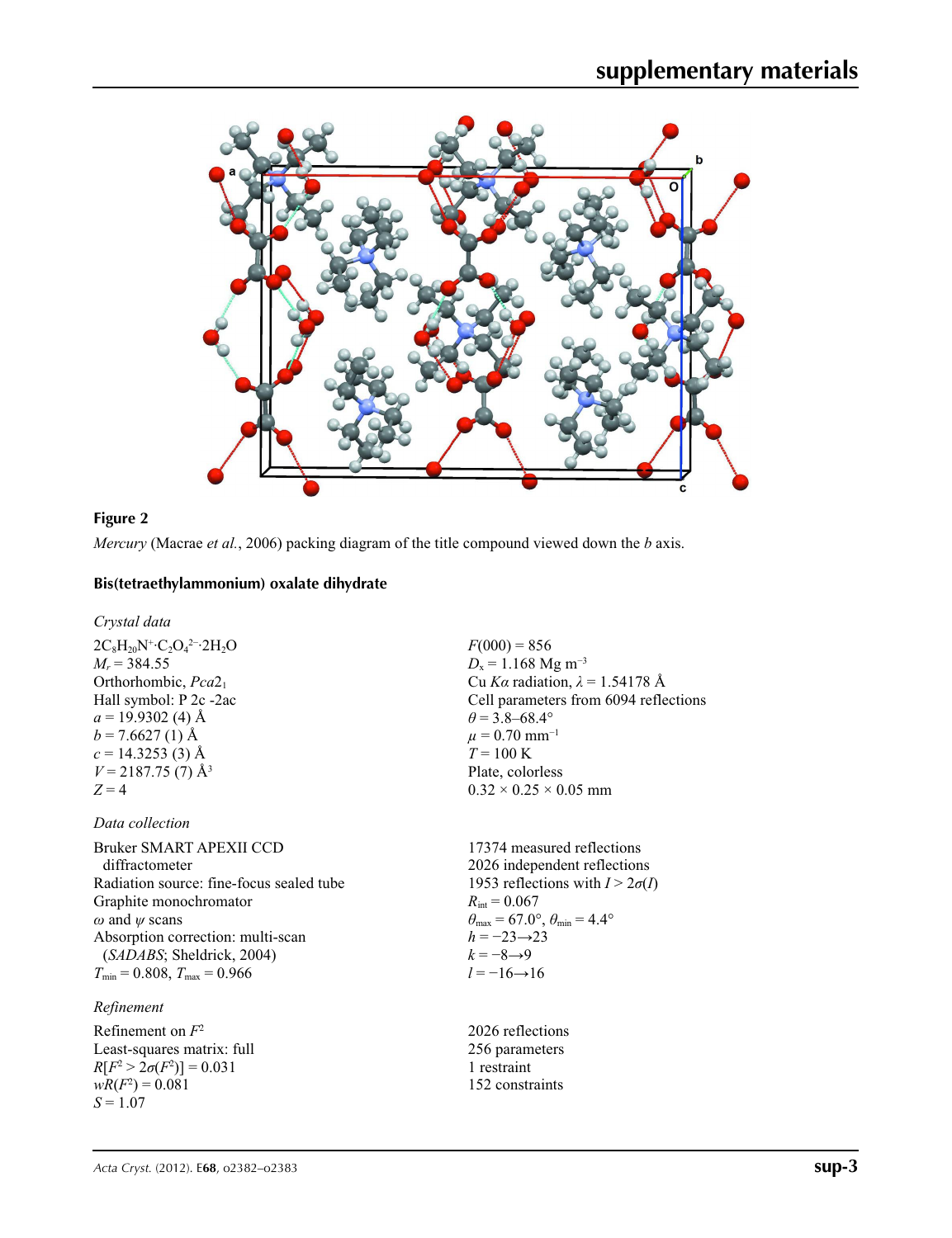**Figure 2**

*Mercury* (Macrae *et al.*, 2006) packing diagram of the title compound viewed down the *b* axis.

## Bis(tetraethylammonium) oxalate dihydrate

### *Crystal data*

$2C_8H_{20}N^+\cdot C_2O_4^{2-}\cdot 2H_2O$
$M_r = 384.55$
Orthorhombic, $Pca2_1$
Hall symbol: P 2c -2ac
$a = 19.9302$ (4) Å
$b = 7.6627$ (1) Å
$c = 14.3253$ (3) Å
$V = 2187.75$ (7) Å$^3$
$Z = 4$

$F(000) = 856$
$D_x = 1.168$ Mg m$^{-3}$
Cu $K\alpha$ radiation, $\lambda = 1.54178$ Å
Cell parameters from 6094 reflections
$\theta = 3.8$–$68.4°$
$\mu = 0.70$ mm$^{-1}$
$T = 100$ K
Plate, colorless
$0.32 \times 0.25 \times 0.05$ mm

### *Data collection*

Bruker SMART APEXII CCD diffractometer
Radiation source: fine-focus sealed tube
Graphite monochromator
$\omega$ and $\psi$ scans
Absorption correction: multi-scan (*SADABS*; Sheldrick, 2004)
$T_{min} = 0.808$, $T_{max} = 0.966$

17374 measured reflections
2026 independent reflections
1953 reflections with $I > 2\sigma(I)$
$R_{int} = 0.067$
$\theta_{max} = 67.0°$, $\theta_{min} = 4.4°$
$h = -23 \rightarrow 23$
$k = -8 \rightarrow 9$
$l = -16 \rightarrow 16$

### *Refinement*

Refinement on $F^2$
Least-squares matrix: full
$R[F^2 > 2\sigma(F^2)] = 0.031$
$wR(F^2) = 0.081$
$S = 1.07$

2026 reflections
256 parameters
1 restraint
152 constraints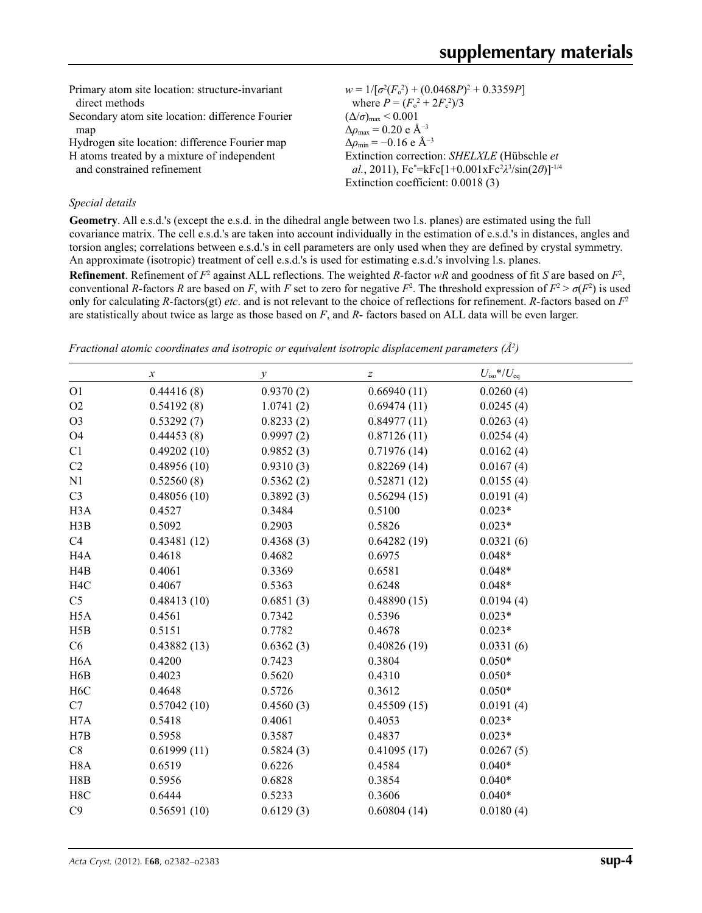Primary atom site location: structure-invariant direct methods
Secondary atom site location: difference Fourier map
Hydrogen site location: difference Fourier map
H atoms treated by a mixture of independent and constrained refinement

$w = 1/[\sigma^2(F_o^2) + (0.0468P)^2 + 0.3359P]$
where $P = (F_o^2 + 2F_c^2)/3$
$(\Delta/\sigma)_{max} < 0.001$
$\Delta\rho_{max} = 0.20$ e Å$^{-3}$
$\Delta\rho_{min} = -0.16$ e Å$^{-3}$
Extinction correction: *SHELXLE* (Hübschle *et al.*, 2011), $Fc^* = kFc[1+0.001xFc^2\lambda^3/\sin(2\theta)]^{-1/4}$
Extinction coefficient: 0.0018 (3)

*Special details*

**Geometry**. All e.s.d.'s (except the e.s.d. in the dihedral angle between two l.s. planes) are estimated using the full covariance matrix. The cell e.s.d.'s are taken into account individually in the estimation of e.s.d.'s in distances, angles and torsion angles; correlations between e.s.d.'s in cell parameters are only used when they are defined by crystal symmetry. An approximate (isotropic) treatment of cell e.s.d.'s is used for estimating e.s.d.'s involving l.s. planes.

**Refinement**. Refinement of $F^2$ against ALL reflections. The weighted $R$-factor $wR$ and goodness of fit $S$ are based on $F^2$, conventional $R$-factors $R$ are based on $F$, with $F$ set to zero for negative $F^2$. The threshold expression of $F^2 > \sigma(F^2)$ is used only for calculating $R$-factors(gt) *etc*. and is not relevant to the choice of reflections for refinement. $R$-factors based on $F^2$ are statistically about twice as large as those based on $F$, and $R$- factors based on ALL data will be even larger.

*Fractional atomic coordinates and isotropic or equivalent isotropic displacement parameters (Å$^2$)*

| | $x$ | $y$ | $z$ | $U_{iso}$*/$U_{eq}$ |
|---|---|---|---|---|
| O1 | 0.44416 (8) | 0.9370 (2) | 0.66940 (11) | 0.0260 (4) |
| O2 | 0.54192 (8) | 1.0741 (2) | 0.69474 (11) | 0.0245 (4) |
| O3 | 0.53292 (7) | 0.8233 (2) | 0.84977 (11) | 0.0263 (4) |
| O4 | 0.44453 (8) | 0.9997 (2) | 0.87126 (11) | 0.0254 (4) |
| C1 | 0.49202 (10) | 0.9852 (3) | 0.71976 (14) | 0.0162 (4) |
| C2 | 0.48956 (10) | 0.9310 (3) | 0.82269 (14) | 0.0167 (4) |
| N1 | 0.52560 (8) | 0.5362 (2) | 0.52871 (12) | 0.0155 (4) |
| C3 | 0.48056 (10) | 0.3892 (3) | 0.56294 (15) | 0.0191 (4) |
| H3A | 0.4527 | 0.3484 | 0.5100 | 0.023* |
| H3B | 0.5092 | 0.2903 | 0.5826 | 0.023* |
| C4 | 0.43481 (12) | 0.4368 (3) | 0.64282 (19) | 0.0321 (6) |
| H4A | 0.4618 | 0.4682 | 0.6975 | 0.048* |
| H4B | 0.4061 | 0.3369 | 0.6581 | 0.048* |
| H4C | 0.4067 | 0.5363 | 0.6248 | 0.048* |
| C5 | 0.48413 (10) | 0.6851 (3) | 0.48890 (15) | 0.0194 (4) |
| H5A | 0.4561 | 0.7342 | 0.5396 | 0.023* |
| H5B | 0.5151 | 0.7782 | 0.4678 | 0.023* |
| C6 | 0.43882 (13) | 0.6362 (3) | 0.40826 (19) | 0.0331 (6) |
| H6A | 0.4200 | 0.7423 | 0.3804 | 0.050* |
| H6B | 0.4023 | 0.5620 | 0.4310 | 0.050* |
| H6C | 0.4648 | 0.5726 | 0.3612 | 0.050* |
| C7 | 0.57042 (10) | 0.4560 (3) | 0.45509 (15) | 0.0191 (4) |
| H7A | 0.5418 | 0.4061 | 0.4053 | 0.023* |
| H7B | 0.5958 | 0.3587 | 0.4837 | 0.023* |
| C8 | 0.61999 (11) | 0.5824 (3) | 0.41095 (17) | 0.0267 (5) |
| H8A | 0.6519 | 0.6226 | 0.4584 | 0.040* |
| H8B | 0.5956 | 0.6828 | 0.3854 | 0.040* |
| H8C | 0.6444 | 0.5233 | 0.3606 | 0.040* |
| C9 | 0.56591 (10) | 0.6129 (3) | 0.60804 (14) | 0.0180 (4) |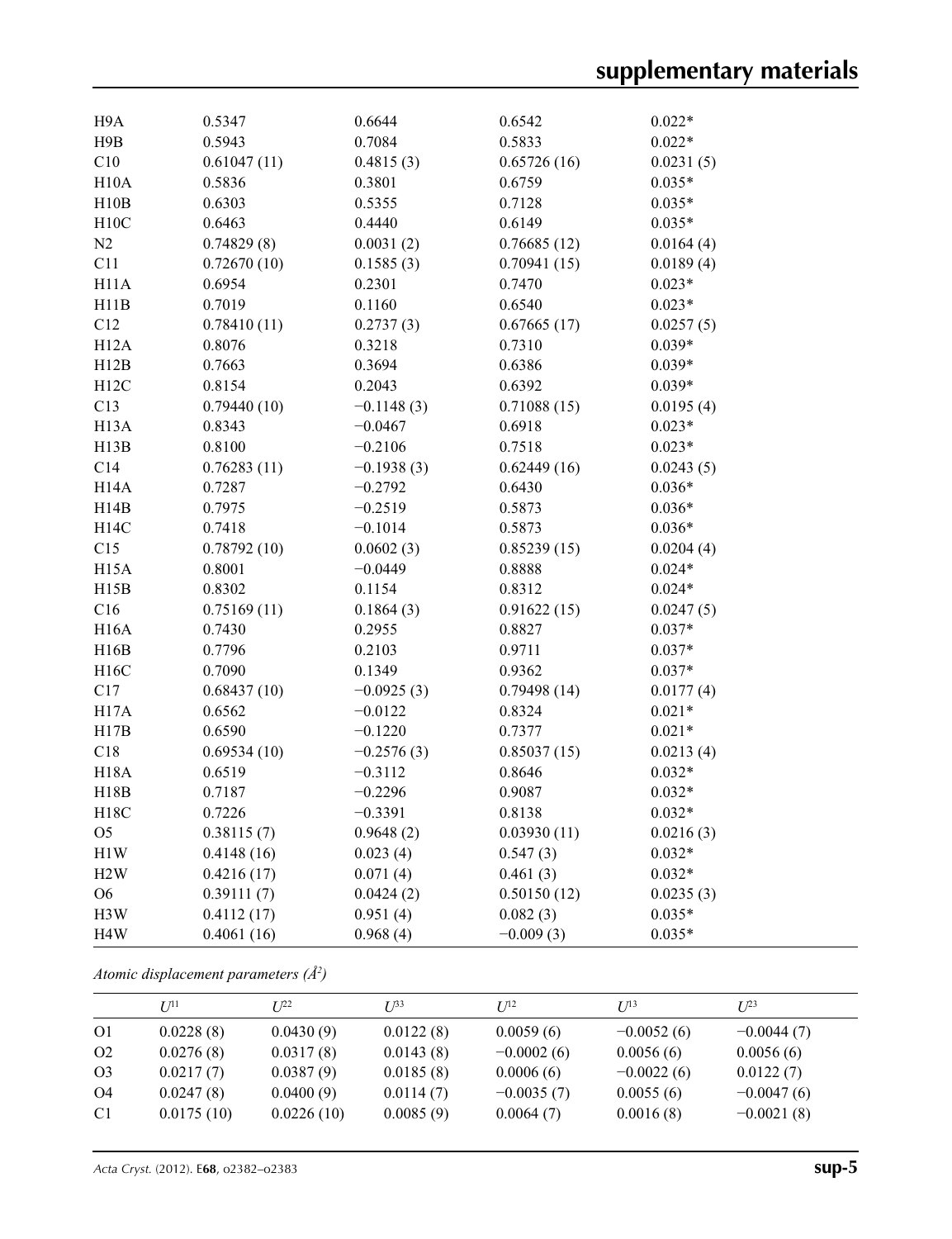| | | | | |
|---|---|---|---|---|
| H9A | 0.5347 | 0.6644 | 0.6542 | 0.022* |
| H9B | 0.5943 | 0.7084 | 0.5833 | 0.022* |
| C10 | 0.61047 (11) | 0.4815 (3) | 0.65726 (16) | 0.0231 (5) |
| H10A | 0.5836 | 0.3801 | 0.6759 | 0.035* |
| H10B | 0.6303 | 0.5355 | 0.7128 | 0.035* |
| H10C | 0.6463 | 0.4440 | 0.6149 | 0.035* |
| N2 | 0.74829 (8) | 0.0031 (2) | 0.76685 (12) | 0.0164 (4) |
| C11 | 0.72670 (10) | 0.1585 (3) | 0.70941 (15) | 0.0189 (4) |
| H11A | 0.6954 | 0.2301 | 0.7470 | 0.023* |
| H11B | 0.7019 | 0.1160 | 0.6540 | 0.023* |
| C12 | 0.78410 (11) | 0.2737 (3) | 0.67665 (17) | 0.0257 (5) |
| H12A | 0.8076 | 0.3218 | 0.7310 | 0.039* |
| H12B | 0.7663 | 0.3694 | 0.6386 | 0.039* |
| H12C | 0.8154 | 0.2043 | 0.6392 | 0.039* |
| C13 | 0.79440 (10) | −0.1148 (3) | 0.71088 (15) | 0.0195 (4) |
| H13A | 0.8343 | −0.0467 | 0.6918 | 0.023* |
| H13B | 0.8100 | −0.2106 | 0.7518 | 0.023* |
| C14 | 0.76283 (11) | −0.1938 (3) | 0.62449 (16) | 0.0243 (5) |
| H14A | 0.7287 | −0.2792 | 0.6430 | 0.036* |
| H14B | 0.7975 | −0.2519 | 0.5873 | 0.036* |
| H14C | 0.7418 | −0.1014 | 0.5873 | 0.036* |
| C15 | 0.78792 (10) | 0.0602 (3) | 0.85239 (15) | 0.0204 (4) |
| H15A | 0.8001 | −0.0449 | 0.8888 | 0.024* |
| H15B | 0.8302 | 0.1154 | 0.8312 | 0.024* |
| C16 | 0.75169 (11) | 0.1864 (3) | 0.91622 (15) | 0.0247 (5) |
| H16A | 0.7430 | 0.2955 | 0.8827 | 0.037* |
| H16B | 0.7796 | 0.2103 | 0.9711 | 0.037* |
| H16C | 0.7090 | 0.1349 | 0.9362 | 0.037* |
| C17 | 0.68437 (10) | −0.0925 (3) | 0.79498 (14) | 0.0177 (4) |
| H17A | 0.6562 | −0.0122 | 0.8324 | 0.021* |
| H17B | 0.6590 | −0.1220 | 0.7377 | 0.021* |
| C18 | 0.69534 (10) | −0.2576 (3) | 0.85037 (15) | 0.0213 (4) |
| H18A | 0.6519 | −0.3112 | 0.8646 | 0.032* |
| H18B | 0.7187 | −0.2296 | 0.9087 | 0.032* |
| H18C | 0.7226 | −0.3391 | 0.8138 | 0.032* |
| O5 | 0.38115 (7) | 0.9648 (2) | 0.03930 (11) | 0.0216 (3) |
| H1W | 0.4148 (16) | 0.023 (4) | 0.547 (3) | 0.032* |
| H2W | 0.4216 (17) | 0.071 (4) | 0.461 (3) | 0.032* |
| O6 | 0.39111 (7) | 0.0424 (2) | 0.50150 (12) | 0.0235 (3) |
| H3W | 0.4112 (17) | 0.951 (4) | 0.082 (3) | 0.035* |
| H4W | 0.4061 (16) | 0.968 (4) | −0.009 (3) | 0.035* |

*Atomic displacement parameters (Å²)*

| | $U^{11}$ | $U^{22}$ | $U^{33}$ | $U^{12}$ | $U^{13}$ | $U^{23}$ |
|---|---|---|---|---|---|---|
| O1 | 0.0228 (8) | 0.0430 (9) | 0.0122 (8) | 0.0059 (6) | −0.0052 (6) | −0.0044 (7) |
| O2 | 0.0276 (8) | 0.0317 (8) | 0.0143 (8) | −0.0002 (6) | 0.0056 (6) | 0.0056 (6) |
| O3 | 0.0217 (7) | 0.0387 (9) | 0.0185 (8) | 0.0006 (6) | −0.0022 (6) | 0.0122 (7) |
| O4 | 0.0247 (8) | 0.0400 (9) | 0.0114 (7) | −0.0035 (7) | 0.0055 (6) | −0.0047 (6) |
| C1 | 0.0175 (10) | 0.0226 (10) | 0.0085 (9) | 0.0064 (7) | 0.0016 (8) | −0.0021 (8) |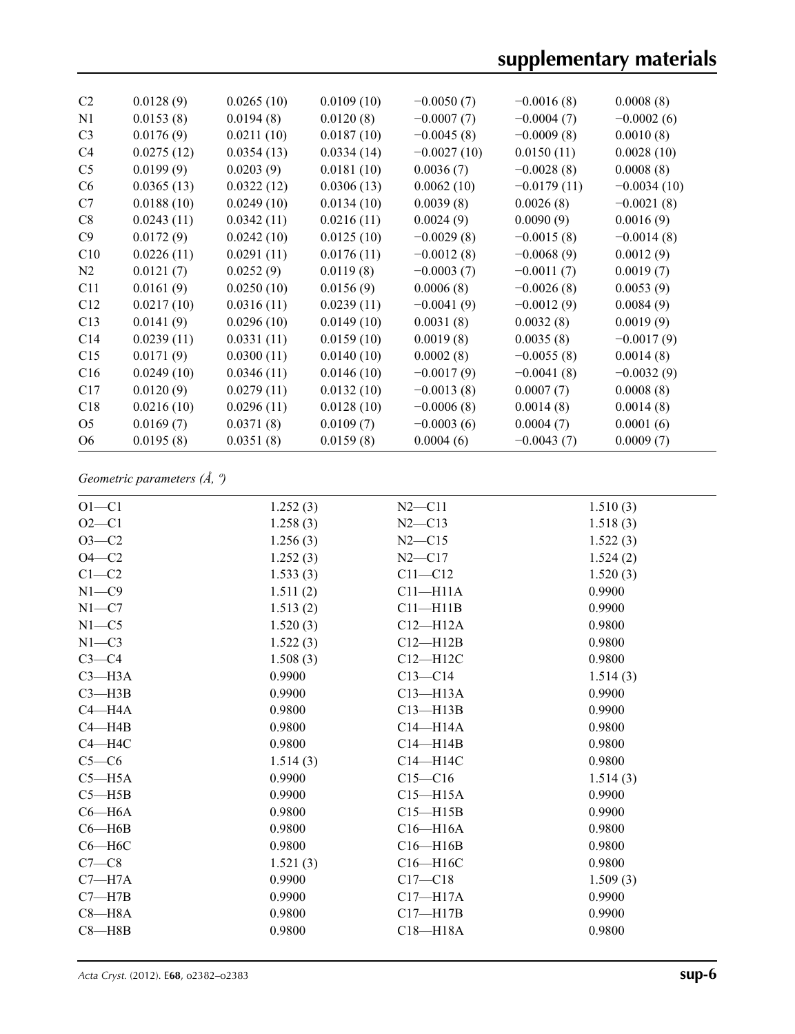| | | | | | | |
|---|---|---|---|---|---|---|
| C2 | 0.0128 (9) | 0.0265 (10) | 0.0109 (10) | −0.0050 (7) | −0.0016 (8) | 0.0008 (8) |
| N1 | 0.0153 (8) | 0.0194 (8) | 0.0120 (8) | −0.0007 (7) | −0.0004 (7) | −0.0002 (6) |
| C3 | 0.0176 (9) | 0.0211 (10) | 0.0187 (10) | −0.0045 (8) | −0.0009 (8) | 0.0010 (8) |
| C4 | 0.0275 (12) | 0.0354 (13) | 0.0334 (14) | −0.0027 (10) | 0.0150 (11) | 0.0028 (10) |
| C5 | 0.0199 (9) | 0.0203 (9) | 0.0181 (10) | 0.0036 (7) | −0.0028 (8) | 0.0008 (8) |
| C6 | 0.0365 (13) | 0.0322 (12) | 0.0306 (13) | 0.0062 (10) | −0.0179 (11) | −0.0034 (10) |
| C7 | 0.0188 (10) | 0.0249 (10) | 0.0134 (10) | 0.0039 (8) | 0.0026 (8) | −0.0021 (8) |
| C8 | 0.0243 (11) | 0.0342 (11) | 0.0216 (11) | 0.0024 (9) | 0.0090 (9) | 0.0016 (9) |
| C9 | 0.0172 (9) | 0.0242 (10) | 0.0125 (10) | −0.0029 (8) | −0.0015 (8) | −0.0014 (8) |
| C10 | 0.0226 (11) | 0.0291 (11) | 0.0176 (11) | −0.0012 (8) | −0.0068 (9) | 0.0012 (9) |
| N2 | 0.0121 (7) | 0.0252 (9) | 0.0119 (8) | −0.0003 (7) | −0.0011 (7) | 0.0019 (7) |
| C11 | 0.0161 (9) | 0.0250 (10) | 0.0156 (9) | 0.0006 (8) | −0.0026 (8) | 0.0053 (9) |
| C12 | 0.0217 (10) | 0.0316 (11) | 0.0239 (11) | −0.0041 (9) | −0.0012 (9) | 0.0084 (9) |
| C13 | 0.0141 (9) | 0.0296 (10) | 0.0149 (10) | 0.0031 (8) | 0.0032 (8) | 0.0019 (9) |
| C14 | 0.0239 (11) | 0.0331 (11) | 0.0159 (10) | 0.0019 (8) | 0.0035 (8) | −0.0017 (9) |
| C15 | 0.0171 (9) | 0.0300 (11) | 0.0140 (10) | 0.0002 (8) | −0.0055 (8) | 0.0014 (8) |
| C16 | 0.0249 (10) | 0.0346 (11) | 0.0146 (10) | −0.0017 (9) | −0.0041 (8) | −0.0032 (9) |
| C17 | 0.0120 (9) | 0.0279 (11) | 0.0132 (10) | −0.0013 (8) | 0.0007 (7) | 0.0008 (8) |
| C18 | 0.0216 (10) | 0.0296 (11) | 0.0128 (10) | −0.0006 (8) | 0.0014 (8) | 0.0014 (8) |
| O5 | 0.0169 (7) | 0.0371 (8) | 0.0109 (7) | −0.0003 (6) | 0.0004 (7) | 0.0001 (6) |
| O6 | 0.0195 (8) | 0.0351 (8) | 0.0159 (8) | 0.0004 (6) | −0.0043 (7) | 0.0009 (7) |

*Geometric parameters (Å, º)*

| | | | |
|---|---|---|---|
| O1—C1 | 1.252 (3) | N2—C11 | 1.510 (3) |
| O2—C1 | 1.258 (3) | N2—C13 | 1.518 (3) |
| O3—C2 | 1.256 (3) | N2—C15 | 1.522 (3) |
| O4—C2 | 1.252 (3) | N2—C17 | 1.524 (2) |
| C1—C2 | 1.533 (3) | C11—C12 | 1.520 (3) |
| N1—C9 | 1.511 (2) | C11—H11A | 0.9900 |
| N1—C7 | 1.513 (2) | C11—H11B | 0.9900 |
| N1—C5 | 1.520 (3) | C12—H12A | 0.9800 |
| N1—C3 | 1.522 (3) | C12—H12B | 0.9800 |
| C3—C4 | 1.508 (3) | C12—H12C | 0.9800 |
| C3—H3A | 0.9900 | C13—C14 | 1.514 (3) |
| C3—H3B | 0.9900 | C13—H13A | 0.9900 |
| C4—H4A | 0.9800 | C13—H13B | 0.9900 |
| C4—H4B | 0.9800 | C14—H14A | 0.9800 |
| C4—H4C | 0.9800 | C14—H14B | 0.9800 |
| C5—C6 | 1.514 (3) | C14—H14C | 0.9800 |
| C5—H5A | 0.9900 | C15—C16 | 1.514 (3) |
| C5—H5B | 0.9900 | C15—H15A | 0.9900 |
| C6—H6A | 0.9800 | C15—H15B | 0.9900 |
| C6—H6B | 0.9800 | C16—H16A | 0.9800 |
| C6—H6C | 0.9800 | C16—H16B | 0.9800 |
| C7—C8 | 1.521 (3) | C16—H16C | 0.9800 |
| C7—H7A | 0.9900 | C17—C18 | 1.509 (3) |
| C7—H7B | 0.9900 | C17—H17A | 0.9900 |
| C8—H8A | 0.9800 | C17—H17B | 0.9900 |
| C8—H8B | 0.9800 | C18—H18A | 0.9800 |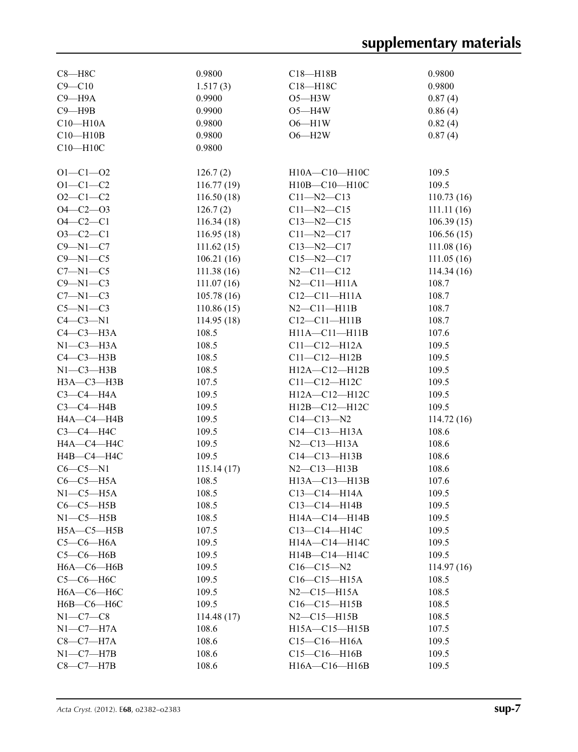| | | | |
|---|---|---|---|
| C8—H8C | 0.9800 | C18—H18B | 0.9800 |
| C9—C10 | 1.517 (3) | C18—H18C | 0.9800 |
| C9—H9A | 0.9900 | O5—H3W | 0.87 (4) |
| C9—H9B | 0.9900 | O5—H4W | 0.86 (4) |
| C10—H10A | 0.9800 | O6—H1W | 0.82 (4) |
| C10—H10B | 0.9800 | O6—H2W | 0.87 (4) |
| C10—H10C | 0.9800 | | |
| | | | |
| O1—C1—O2 | 126.7 (2) | H10A—C10—H10C | 109.5 |
| O1—C1—C2 | 116.77 (19) | H10B—C10—H10C | 109.5 |
| O2—C1—C2 | 116.50 (18) | C11—N2—C13 | 110.73 (16) |
| O4—C2—O3 | 126.7 (2) | C11—N2—C15 | 111.11 (16) |
| O4—C2—C1 | 116.34 (18) | C13—N2—C15 | 106.39 (15) |
| O3—C2—C1 | 116.95 (18) | C11—N2—C17 | 106.56 (15) |
| C9—N1—C7 | 111.62 (15) | C13—N2—C17 | 111.08 (16) |
| C9—N1—C5 | 106.21 (16) | C15—N2—C17 | 111.05 (16) |
| C7—N1—C5 | 111.38 (16) | N2—C11—C12 | 114.34 (16) |
| C9—N1—C3 | 111.07 (16) | N2—C11—H11A | 108.7 |
| C7—N1—C3 | 105.78 (16) | C12—C11—H11A | 108.7 |
| C5—N1—C3 | 110.86 (15) | N2—C11—H11B | 108.7 |
| C4—C3—N1 | 114.95 (18) | C12—C11—H11B | 108.7 |
| C4—C3—H3A | 108.5 | H11A—C11—H11B | 107.6 |
| N1—C3—H3A | 108.5 | C11—C12—H12A | 109.5 |
| C4—C3—H3B | 108.5 | C11—C12—H12B | 109.5 |
| N1—C3—H3B | 108.5 | H12A—C12—H12B | 109.5 |
| H3A—C3—H3B | 107.5 | C11—C12—H12C | 109.5 |
| C3—C4—H4A | 109.5 | H12A—C12—H12C | 109.5 |
| C3—C4—H4B | 109.5 | H12B—C12—H12C | 109.5 |
| H4A—C4—H4B | 109.5 | C14—C13—N2 | 114.72 (16) |
| C3—C4—H4C | 109.5 | C14—C13—H13A | 108.6 |
| H4A—C4—H4C | 109.5 | N2—C13—H13A | 108.6 |
| H4B—C4—H4C | 109.5 | C14—C13—H13B | 108.6 |
| C6—C5—N1 | 115.14 (17) | N2—C13—H13B | 108.6 |
| C6—C5—H5A | 108.5 | H13A—C13—H13B | 107.6 |
| N1—C5—H5A | 108.5 | C13—C14—H14A | 109.5 |
| C6—C5—H5B | 108.5 | C13—C14—H14B | 109.5 |
| N1—C5—H5B | 108.5 | H14A—C14—H14B | 109.5 |
| H5A—C5—H5B | 107.5 | C13—C14—H14C | 109.5 |
| C5—C6—H6A | 109.5 | H14A—C14—H14C | 109.5 |
| C5—C6—H6B | 109.5 | H14B—C14—H14C | 109.5 |
| H6A—C6—H6B | 109.5 | C16—C15—N2 | 114.97 (16) |
| C5—C6—H6C | 109.5 | C16—C15—H15A | 108.5 |
| H6A—C6—H6C | 109.5 | N2—C15—H15A | 108.5 |
| H6B—C6—H6C | 109.5 | C16—C15—H15B | 108.5 |
| N1—C7—C8 | 114.48 (17) | N2—C15—H15B | 108.5 |
| N1—C7—H7A | 108.6 | H15A—C15—H15B | 107.5 |
| C8—C7—H7A | 108.6 | C15—C16—H16A | 109.5 |
| N1—C7—H7B | 108.6 | C15—C16—H16B | 109.5 |
| C8—C7—H7B | 108.6 | H16A—C16—H16B | 109.5 |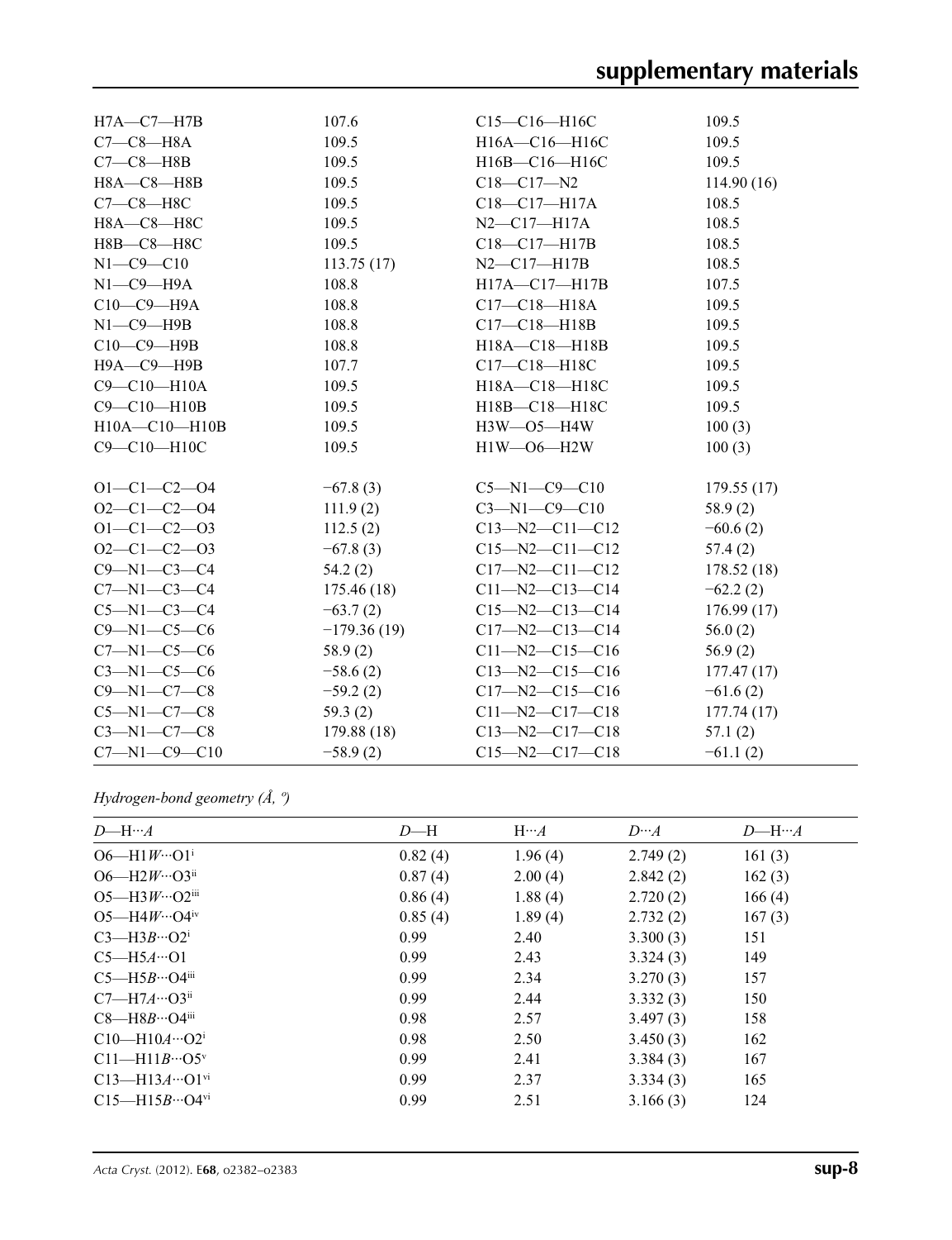| | | | |
|---|---|---|---|
| H7A—C7—H7B | 107.6 | C15—C16—H16C | 109.5 |
| C7—C8—H8A | 109.5 | H16A—C16—H16C | 109.5 |
| C7—C8—H8B | 109.5 | H16B—C16—H16C | 109.5 |
| H8A—C8—H8B | 109.5 | C18—C17—N2 | 114.90 (16) |
| C7—C8—H8C | 109.5 | C18—C17—H17A | 108.5 |
| H8A—C8—H8C | 109.5 | N2—C17—H17A | 108.5 |
| H8B—C8—H8C | 109.5 | C18—C17—H17B | 108.5 |
| N1—C9—C10 | 113.75 (17) | N2—C17—H17B | 108.5 |
| N1—C9—H9A | 108.8 | H17A—C17—H17B | 107.5 |
| C10—C9—H9A | 108.8 | C17—C18—H18A | 109.5 |
| N1—C9—H9B | 108.8 | C17—C18—H18B | 109.5 |
| C10—C9—H9B | 108.8 | H18A—C18—H18B | 109.5 |
| H9A—C9—H9B | 107.7 | C17—C18—H18C | 109.5 |
| C9—C10—H10A | 109.5 | H18A—C18—H18C | 109.5 |
| C9—C10—H10B | 109.5 | H18B—C18—H18C | 109.5 |
| H10A—C10—H10B | 109.5 | H3W—O5—H4W | 100 (3) |
| C9—C10—H10C | 109.5 | H1W—O6—H2W | 100 (3) |
| | | | |
| O1—C1—C2—O4 | −67.8 (3) | C5—N1—C9—C10 | 179.55 (17) |
| O2—C1—C2—O4 | 111.9 (2) | C3—N1—C9—C10 | 58.9 (2) |
| O1—C1—C2—O3 | 112.5 (2) | C13—N2—C11—C12 | −60.6 (2) |
| O2—C1—C2—O3 | −67.8 (3) | C15—N2—C11—C12 | 57.4 (2) |
| C9—N1—C3—C4 | 54.2 (2) | C17—N2—C11—C12 | 178.52 (18) |
| C7—N1—C3—C4 | 175.46 (18) | C11—N2—C13—C14 | −62.2 (2) |
| C5—N1—C3—C4 | −63.7 (2) | C15—N2—C13—C14 | 176.99 (17) |
| C9—N1—C5—C6 | −179.36 (19) | C17—N2—C13—C14 | 56.0 (2) |
| C7—N1—C5—C6 | 58.9 (2) | C11—N2—C15—C16 | 56.9 (2) |
| C3—N1—C5—C6 | −58.6 (2) | C13—N2—C15—C16 | 177.47 (17) |
| C9—N1—C7—C8 | −59.2 (2) | C17—N2—C15—C16 | −61.6 (2) |
| C5—N1—C7—C8 | 59.3 (2) | C11—N2—C17—C18 | 177.74 (17) |
| C3—N1—C7—C8 | 179.88 (18) | C13—N2—C17—C18 | 57.1 (2) |
| C7—N1—C9—C10 | −58.9 (2) | C15—N2—C17—C18 | −61.1 (2) |

*Hydrogen-bond geometry (Å, º)*

| *D*—H···*A* | *D*—H | H···*A* | *D*···*A* | *D*—H···*A* |
|---|---|---|---|---|
| O6—H1*W*···O1[i] | 0.82 (4) | 1.96 (4) | 2.749 (2) | 161 (3) |
| O6—H2*W*···O3[ii] | 0.87 (4) | 2.00 (4) | 2.842 (2) | 162 (3) |
| O5—H3*W*···O2[iii] | 0.86 (4) | 1.88 (4) | 2.720 (2) | 166 (4) |
| O5—H4*W*···O4[iv] | 0.85 (4) | 1.89 (4) | 2.732 (2) | 167 (3) |
| C3—H3*B*···O2[i] | 0.99 | 2.40 | 3.300 (3) | 151 |
| C5—H5*A*···O1 | 0.99 | 2.43 | 3.324 (3) | 149 |
| C5—H5*B*···O4[iii] | 0.99 | 2.34 | 3.270 (3) | 157 |
| C7—H7*A*···O3[ii] | 0.99 | 2.44 | 3.332 (3) | 150 |
| C8—H8*B*···O4[iii] | 0.98 | 2.57 | 3.497 (3) | 158 |
| C10—H10*A*···O2[i] | 0.98 | 2.50 | 3.450 (3) | 162 |
| C11—H11*B*···O5[v] | 0.99 | 2.41 | 3.384 (3) | 167 |
| C13—H13*A*···O1[vi] | 0.99 | 2.37 | 3.334 (3) | 165 |
| C15—H15*B*···O4[vi] | 0.99 | 2.51 | 3.166 (3) | 124 |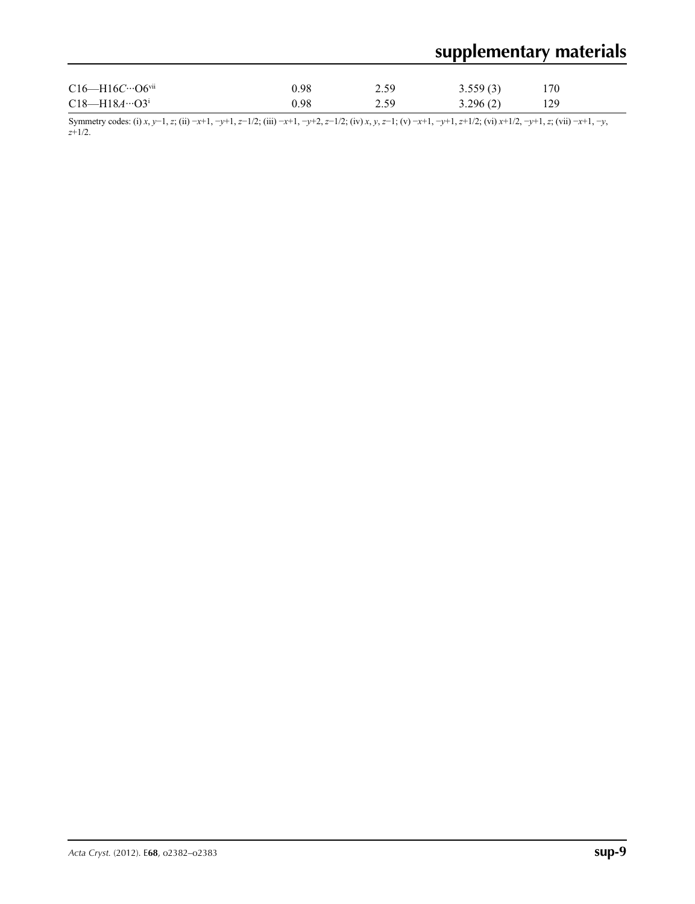| | | | | |
|---|---|---|---|---|
| C16—H16*C*···O6[vii] | 0.98 | 2.59 | 3.559 (3) | 170 |
| C18—H18*A*···O3[i] | 0.98 | 2.59 | 3.296 (2) | 129 |

Symmetry codes: (i) $x, y-1, z$; (ii) $-x+1, -y+1, z-1/2$; (iii) $-x+1, -y+2, z-1/2$; (iv) $x, y, z-1$; (v) $-x+1, -y+1, z+1/2$; (vi) $x+1/2, -y+1, z$; (vii) $-x+1, -y, z+1/2$.